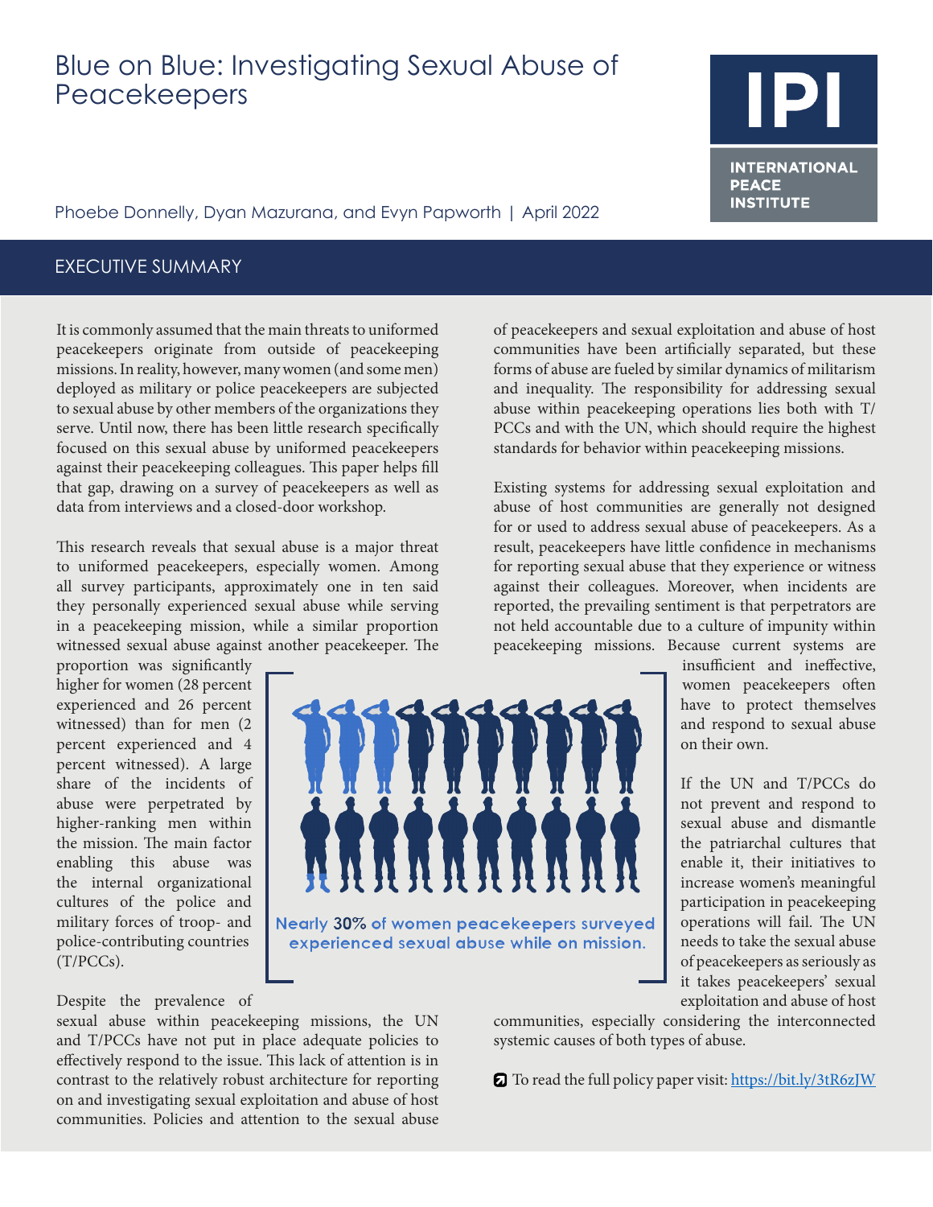# Blue on Blue: Investigating Sexual Abuse of Peacekeepers

INTERNATIONAL PEACE INSTITUTE

Phoebe Donnelly, Dyan Mazurana, and Evyn Papworth | April 2022

## EXECUTIVE SUMMARY

It is commonly assumed that the main threats to uniformed peacekeepers originate from outside of peacekeeping missions. In reality, however, many women (and some men) deployed as military or police peacekeepers are subjected to sexual abuse by other members of the organizations they serve. Until now, there has been little research specifically focused on this sexual abuse by uniformed peacekeepers against their peacekeeping colleagues. This paper helps fill that gap, drawing on a survey of peacekeepers as well as data from interviews and a closed-door workshop.

This research reveals that sexual abuse is a major threat to uniformed peacekeepers, especially women. Among all survey participants, approximately one in ten said they personally experienced sexual abuse while serving in a peacekeeping mission, while a similar proportion witnessed sexual abuse against another peacekeeper. The proportion was significantly higher for women (28 percent experienced and 26 percent witnessed) than for men (2 percent experienced and 4 percent witnessed). A large share of the incidents of abuse were perpetrated by higher-ranking men within the mission. The main factor enabling this abuse was the internal organizational cultures of the police and military forces of troop- and police-contributing countries (T/PCCs).

Nearly 30% of women peacekeepers surveyed experienced sexual abuse while on mission.

Despite the prevalence of sexual abuse within peacekeeping missions, the UN and T/PCCs have not put in place adequate policies to effectively respond to the issue. This lack of attention is in contrast to the relatively robust architecture for reporting on and investigating sexual exploitation and abuse of host communities. Policies and attention to the sexual abuse of peacekeepers and sexual exploitation and abuse of host communities have been artificially separated, but these forms of abuse are fueled by similar dynamics of militarism and inequality. The responsibility for addressing sexual abuse within peacekeeping operations lies both with T/PCCs and with the UN, which should require the highest standards for behavior within peacekeeping missions.

Existing systems for addressing sexual exploitation and abuse of host communities are generally not designed for or used to address sexual abuse of peacekeepers. As a result, peacekeepers have little confidence in mechanisms for reporting sexual abuse that they experience or witness against their colleagues. Moreover, when incidents are reported, the prevailing sentiment is that perpetrators are not held accountable due to a culture of impunity within peacekeeping missions. Because current systems are insufficient and ineffective, women peacekeepers often have to protect themselves and respond to sexual abuse on their own.

If the UN and T/PCCs do not prevent and respond to sexual abuse and dismantle the patriarchal cultures that enable it, their initiatives to increase women's meaningful participation in peacekeeping operations will fail. The UN needs to take the sexual abuse of peacekeepers as seriously as it takes peacekeepers' sexual exploitation and abuse of host communities, especially considering the interconnected systemic causes of both types of abuse.

To read the full policy paper visit: https://bit.ly/3tR6zJW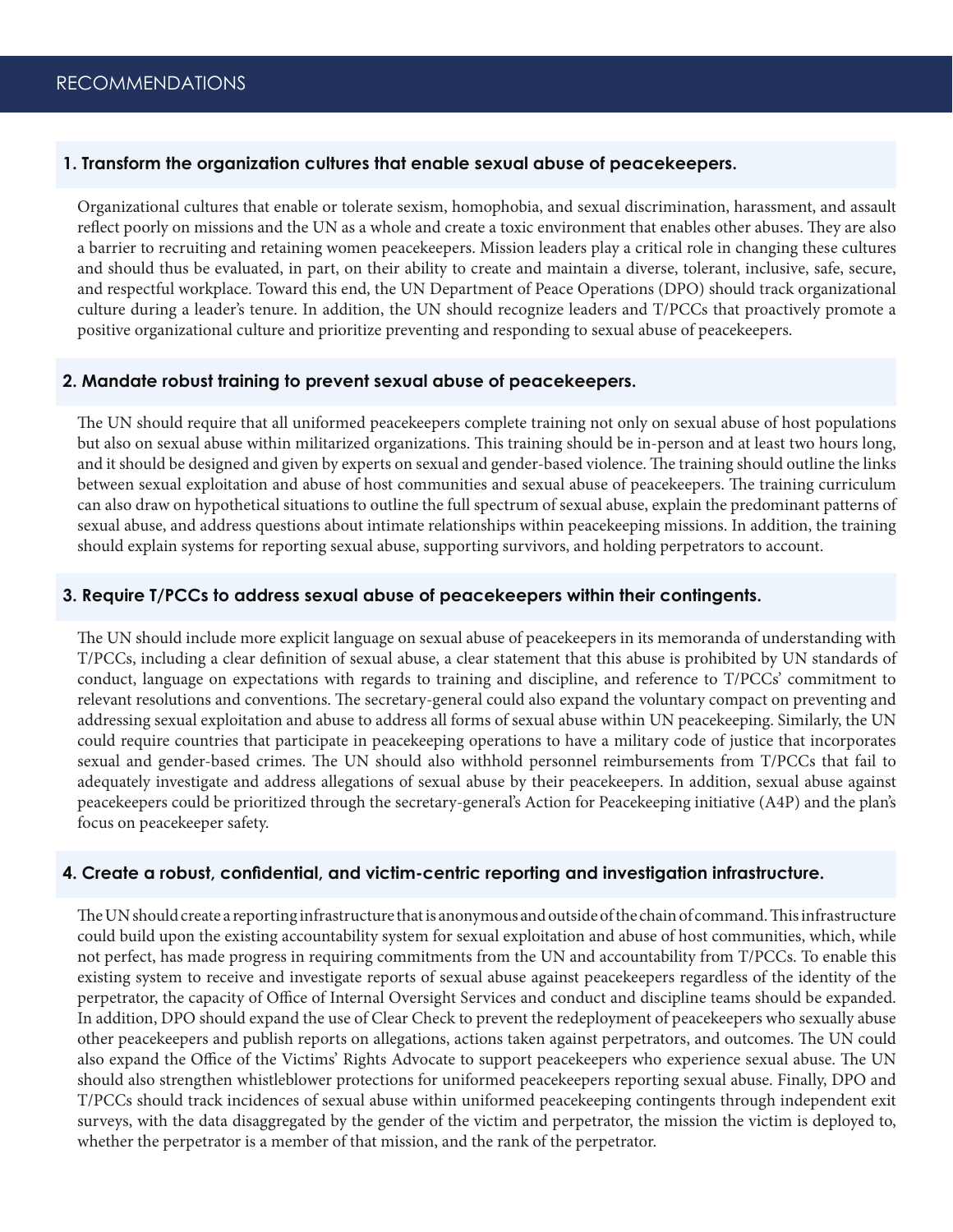## RECOMMENDATIONS

### 1. Transform the organization cultures that enable sexual abuse of peacekeepers.

Organizational cultures that enable or tolerate sexism, homophobia, and sexual discrimination, harassment, and assault reflect poorly on missions and the UN as a whole and create a toxic environment that enables other abuses. They are also a barrier to recruiting and retaining women peacekeepers. Mission leaders play a critical role in changing these cultures and should thus be evaluated, in part, on their ability to create and maintain a diverse, tolerant, inclusive, safe, secure, and respectful workplace. Toward this end, the UN Department of Peace Operations (DPO) should track organizational culture during a leader's tenure. In addition, the UN should recognize leaders and T/PCCs that proactively promote a positive organizational culture and prioritize preventing and responding to sexual abuse of peacekeepers.

### 2. Mandate robust training to prevent sexual abuse of peacekeepers.

The UN should require that all uniformed peacekeepers complete training not only on sexual abuse of host populations but also on sexual abuse within militarized organizations. This training should be in-person and at least two hours long, and it should be designed and given by experts on sexual and gender-based violence. The training should outline the links between sexual exploitation and abuse of host communities and sexual abuse of peacekeepers. The training curriculum can also draw on hypothetical situations to outline the full spectrum of sexual abuse, explain the predominant patterns of sexual abuse, and address questions about intimate relationships within peacekeeping missions. In addition, the training should explain systems for reporting sexual abuse, supporting survivors, and holding perpetrators to account.

### 3. Require T/PCCs to address sexual abuse of peacekeepers within their contingents.

The UN should include more explicit language on sexual abuse of peacekeepers in its memoranda of understanding with T/PCCs, including a clear definition of sexual abuse, a clear statement that this abuse is prohibited by UN standards of conduct, language on expectations with regards to training and discipline, and reference to T/PCCs' commitment to relevant resolutions and conventions. The secretary-general could also expand the voluntary compact on preventing and addressing sexual exploitation and abuse to address all forms of sexual abuse within UN peacekeeping. Similarly, the UN could require countries that participate in peacekeeping operations to have a military code of justice that incorporates sexual and gender-based crimes. The UN should also withhold personnel reimbursements from T/PCCs that fail to adequately investigate and address allegations of sexual abuse by their peacekeepers. In addition, sexual abuse against peacekeepers could be prioritized through the secretary-general's Action for Peacekeeping initiative (A4P) and the plan's focus on peacekeeper safety.

### 4. Create a robust, confidential, and victim-centric reporting and investigation infrastructure.

The UN should create a reporting infrastructure that is anonymous and outside of the chain of command. This infrastructure could build upon the existing accountability system for sexual exploitation and abuse of host communities, which, while not perfect, has made progress in requiring commitments from the UN and accountability from T/PCCs. To enable this existing system to receive and investigate reports of sexual abuse against peacekeepers regardless of the identity of the perpetrator, the capacity of Office of Internal Oversight Services and conduct and discipline teams should be expanded. In addition, DPO should expand the use of Clear Check to prevent the redeployment of peacekeepers who sexually abuse other peacekeepers and publish reports on allegations, actions taken against perpetrators, and outcomes. The UN could also expand the Office of the Victims' Rights Advocate to support peacekeepers who experience sexual abuse. The UN should also strengthen whistleblower protections for uniformed peacekeepers reporting sexual abuse. Finally, DPO and T/PCCs should track incidences of sexual abuse within uniformed peacekeeping contingents through independent exit surveys, with the data disaggregated by the gender of the victim and perpetrator, the mission the victim is deployed to, whether the perpetrator is a member of that mission, and the rank of the perpetrator.